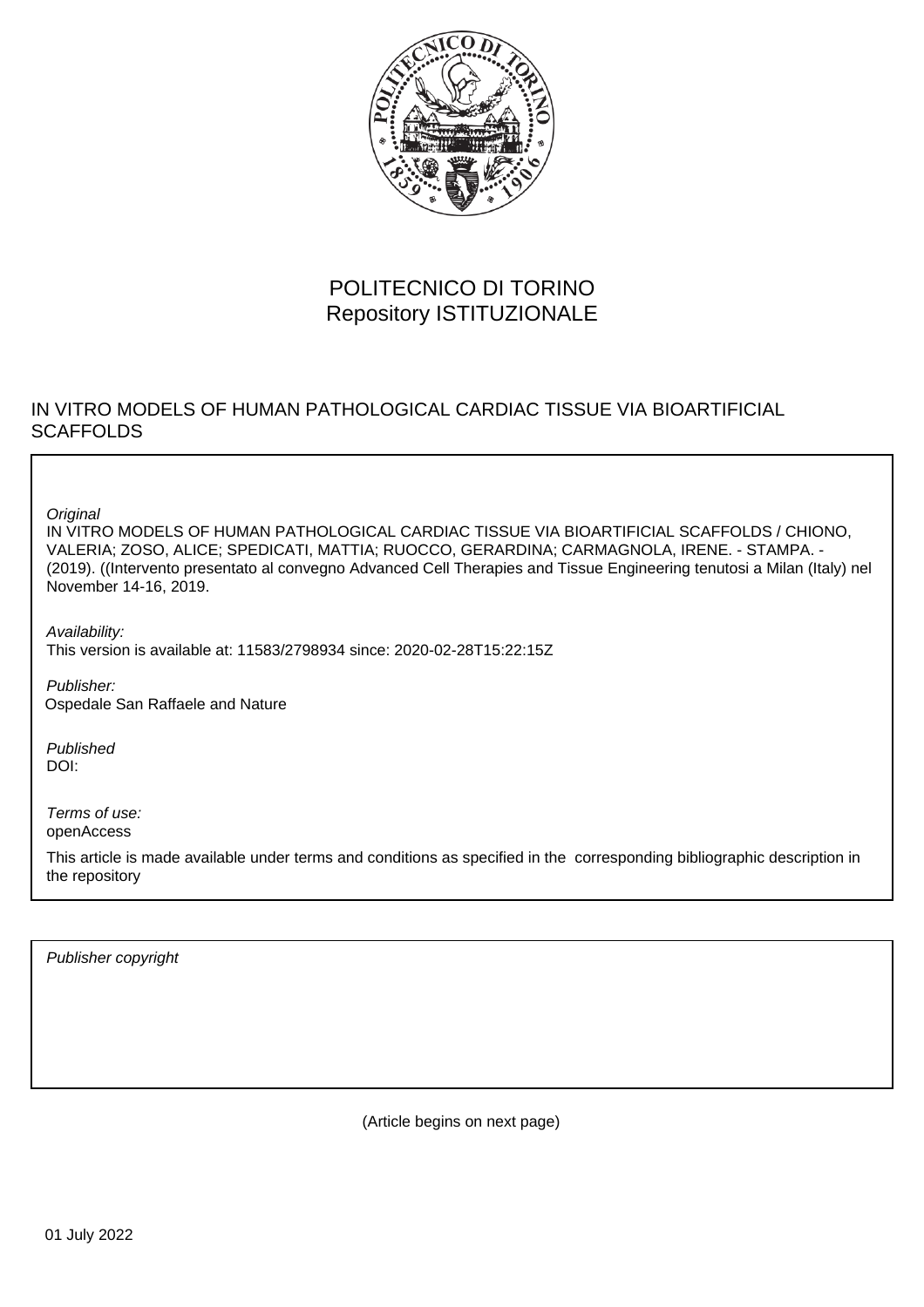POLITECNICO DI TORINO
Repository ISTITUZIONALE

IN VITRO MODELS OF HUMAN PATHOLOGICAL CARDIAC TISSUE VIA BIOARTIFICIAL SCAFFOLDS

*Original*
IN VITRO MODELS OF HUMAN PATHOLOGICAL CARDIAC TISSUE VIA BIOARTIFICIAL SCAFFOLDS / CHIONO, VALERIA; ZOSO, ALICE; SPEDICATI, MATTIA; RUOCCO, GERARDINA; CARMAGNOLA, IRENE. - STAMPA. - (2019). ((Intervento presentato al convegno Advanced Cell Therapies and Tissue Engineering tenutosi a Milan (Italy) nel November 14-16, 2019.

*Availability:*
This version is available at: 11583/2798934 since: 2020-02-28T15:22:15Z

*Publisher:*
Ospedale San Raffaele and Nature

*Published*
DOI:

*Terms of use:*
openAccess

This article is made available under terms and conditions as specified in the corresponding bibliographic description in the repository

*Publisher copyright*

(Article begins on next page)

01 July 2022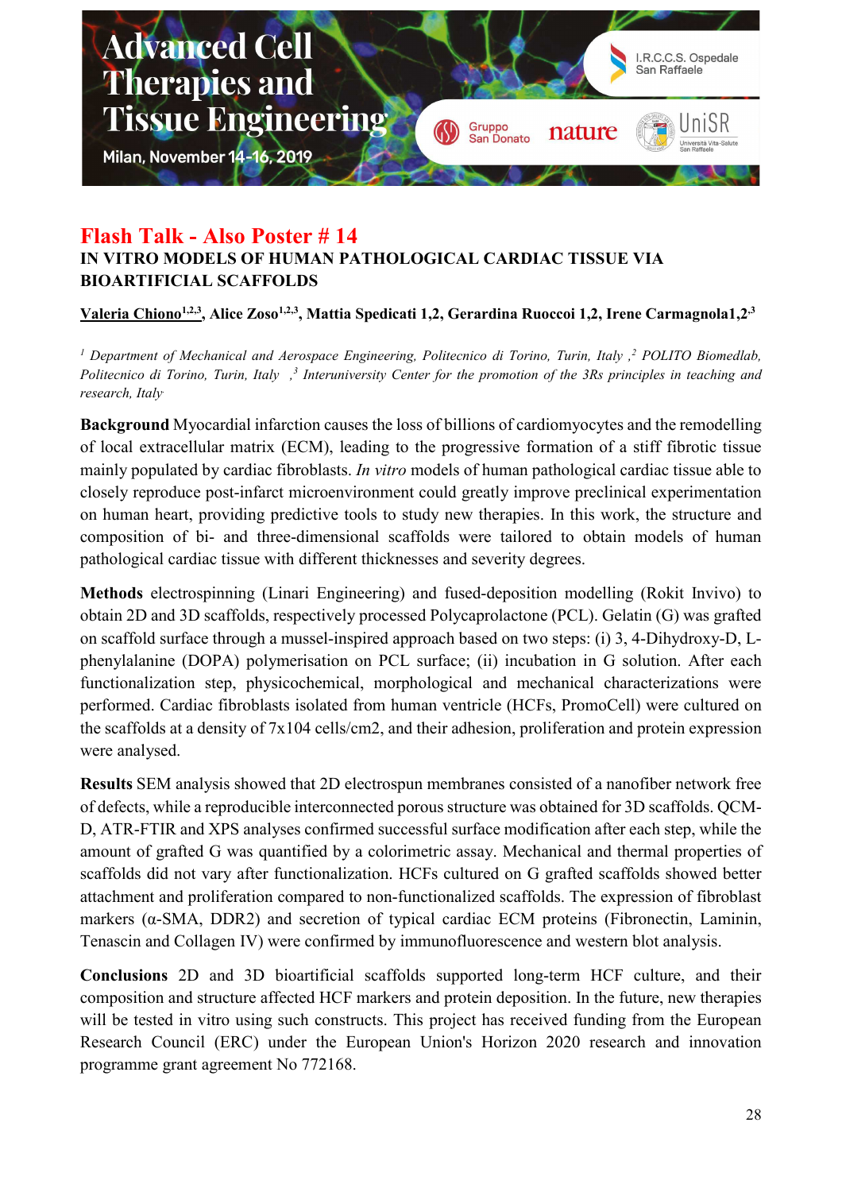## Flash Talk - Also Poster # 14

### IN VITRO MODELS OF HUMAN PATHOLOGICAL CARDIAC TISSUE VIA BIOARTIFICIAL SCAFFOLDS

<u>Valeria Chiono</u>[1,2,3], Alice Zoso[1,2,3], Mattia Spedicati 1,2, Gerardina Ruoccoi 1,2, Irene Carmagnola1,2[,3]

*[1] Department of Mechanical and Aerospace Engineering, Politecnico di Torino, Turin, Italy ,[2] POLITO Biomedlab, Politecnico di Torino, Turin, Italy ,[3] Interuniversity Center for the promotion of the 3Rs principles in teaching and research, Italy*

**Background** Myocardial infarction causes the loss of billions of cardiomyocytes and the remodelling of local extracellular matrix (ECM), leading to the progressive formation of a stiff fibrotic tissue mainly populated by cardiac fibroblasts. *In vitro* models of human pathological cardiac tissue able to closely reproduce post-infarct microenvironment could greatly improve preclinical experimentation on human heart, providing predictive tools to study new therapies. In this work, the structure and composition of bi- and three-dimensional scaffolds were tailored to obtain models of human pathological cardiac tissue with different thicknesses and severity degrees.

**Methods** electrospinning (Linari Engineering) and fused-deposition modelling (Rokit Invivo) to obtain 2D and 3D scaffolds, respectively processed Polycaprolactone (PCL). Gelatin (G) was grafted on scaffold surface through a mussel-inspired approach based on two steps: (i) 3, 4-Dihydroxy-D, L-phenylalanine (DOPA) polymerisation on PCL surface; (ii) incubation in G solution. After each functionalization step, physicochemical, morphological and mechanical characterizations were performed. Cardiac fibroblasts isolated from human ventricle (HCFs, PromoCell) were cultured on the scaffolds at a density of 7x104 cells/cm2, and their adhesion, proliferation and protein expression were analysed.

**Results** SEM analysis showed that 2D electrospun membranes consisted of a nanofiber network free of defects, while a reproducible interconnected porous structure was obtained for 3D scaffolds. QCM-D, ATR-FTIR and XPS analyses confirmed successful surface modification after each step, while the amount of grafted G was quantified by a colorimetric assay. Mechanical and thermal properties of scaffolds did not vary after functionalization. HCFs cultured on G grafted scaffolds showed better attachment and proliferation compared to non-functionalized scaffolds. The expression of fibroblast markers (α-SMA, DDR2) and secretion of typical cardiac ECM proteins (Fibronectin, Laminin, Tenascin and Collagen IV) were confirmed by immunofluorescence and western blot analysis.

**Conclusions** 2D and 3D bioartificial scaffolds supported long-term HCF culture, and their composition and structure affected HCF markers and protein deposition. In the future, new therapies will be tested in vitro using such constructs. This project has received funding from the European Research Council (ERC) under the European Union's Horizon 2020 research and innovation programme grant agreement No 772168.